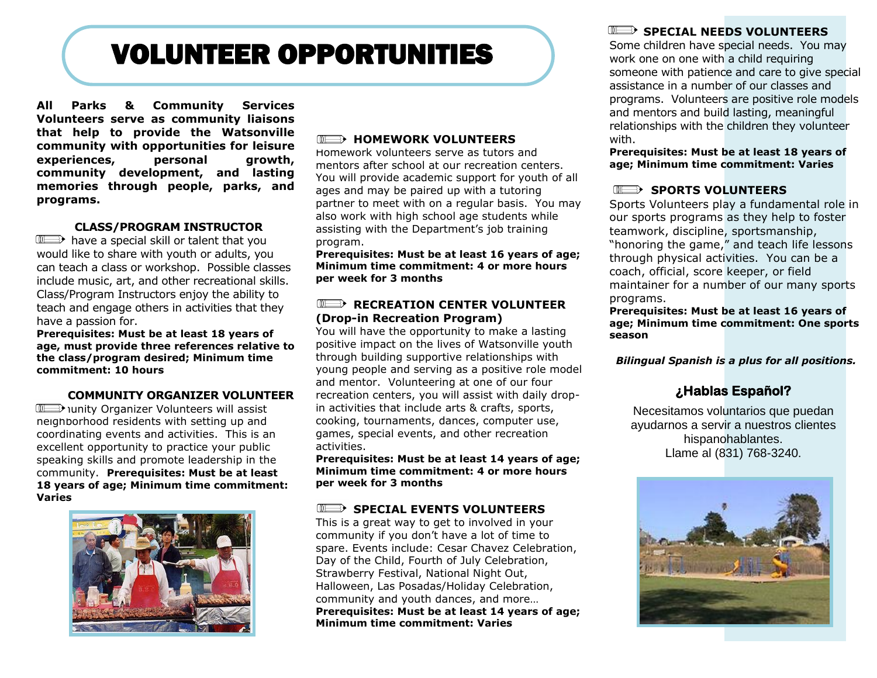# VOLUNTEER OPPORTUNITIES

**All Parks & Community Services Volunteers serve as community liaisons that help to provide the Watsonville community with opportunities for leisure experiences, personal growth, community development, and lasting memories through people, parks, and programs.**

### CLASS/PROGRAM INSTRUCTOR

have a special skill or talent that you would like to share with youth or adults, you can teach a class or workshop. Possible classes include music, art, and other recreational skills. Class/Program Instructors enjoy the ability to teach and engage others in activities that they have a passion for.

**Prerequisites: Must be at least 18 years of age, must provide three references relative to the class/program desired; Minimum time commitment: 10 hours**

### COMMUNITY ORGANIZER VOLUNTEER

unity Organizer Volunteers will assist neighborhood residents with setting up and coordinating events and activities. This is an excellent opportunity to practice your public speaking skills and promote leadership in the community. **Prerequisites: Must be at least 18 years of age; Minimum time commitment: Varies**

### HOMEWORK VOLUNTEERS

Homework volunteers serve as tutors and mentors after school at our recreation centers. You will provide academic support for youth of all ages and may be paired up with a tutoring partner to meet with on a regular basis. You may also work with high school age students while assisting with the Department's job training program.

**Prerequisites: Must be at least 16 years of age; Minimum time commitment: 4 or more hours per week for 3 months**

### RECREATION CENTER VOLUNTEER (Drop-in Recreation Program)

You will have the opportunity to make a lasting positive impact on the lives of Watsonville youth through building supportive relationships with young people and serving as a positive role model and mentor. Volunteering at one of our four recreation centers, you will assist with daily drop-in activities that include arts & crafts, sports, cooking, tournaments, dances, computer use, games, special events, and other recreation activities.

**Prerequisites: Must be at least 14 years of age; Minimum time commitment: 4 or more hours per week for 3 months**

### SPECIAL EVENTS VOLUNTEERS

This is a great way to get to involved in your community if you don't have a lot of time to spare. Events include: Cesar Chavez Celebration, Day of the Child, Fourth of July Celebration, Strawberry Festival, National Night Out, Halloween, Las Posadas/Holiday Celebration, community and youth dances, and more…

**Prerequisites: Must be at least 14 years of age; Minimum time commitment: Varies**

### SPECIAL NEEDS VOLUNTEERS

Some children have special needs. You may work one on one with a child requiring someone with patience and care to give special assistance in a number of our classes and programs. Volunteers are positive role models and mentors and build lasting, meaningful relationships with the children they volunteer with.

**Prerequisites: Must be at least 18 years of age; Minimum time commitment: Varies**

### SPORTS VOLUNTEERS

Sports Volunteers play a fundamental role in our sports programs as they help to foster teamwork, discipline, sportsmanship, "honoring the game," and teach life lessons through physical activities. You can be a coach, official, score keeper, or field maintainer for a number of our many sports programs.

**Prerequisites: Must be at least 16 years of age; Minimum time commitment: One sports season**

***Bilingual Spanish is a plus for all positions.***

## ¿Hablas Español?

Necesitamos voluntarios que puedan ayudarnos a servir a nuestros clientes hispanohablantes.
Llame al (831) 768-3240.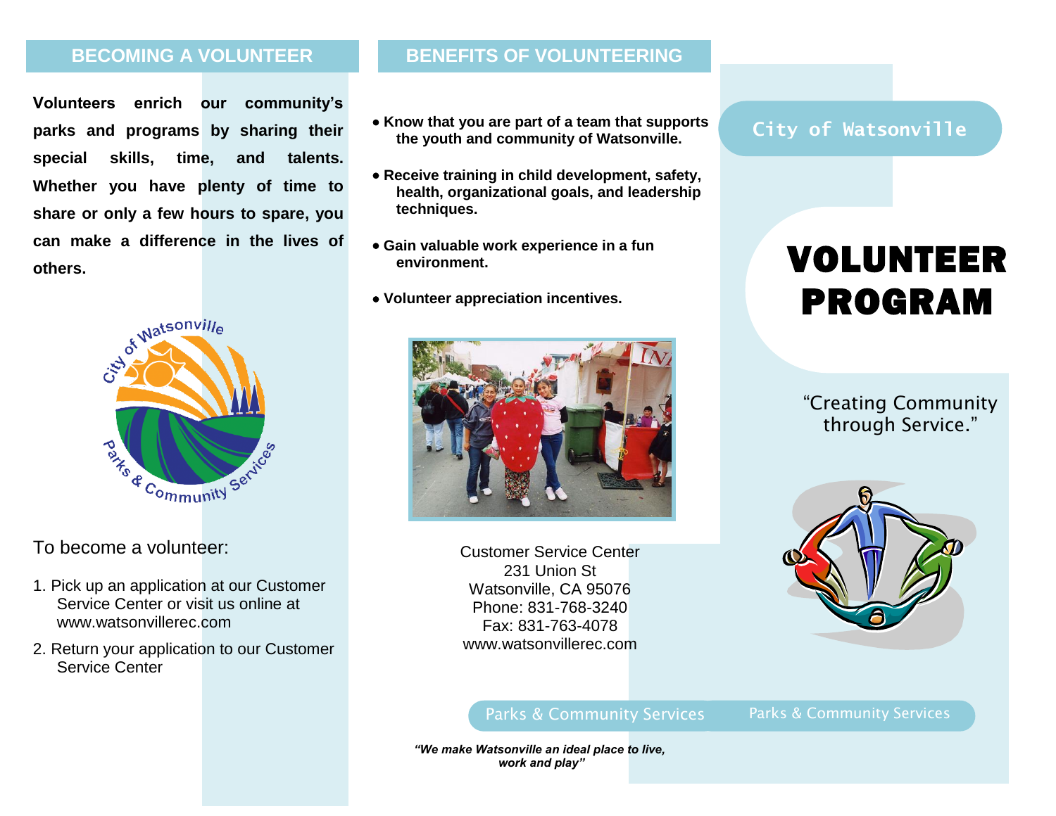## BECOMING A VOLUNTEER

**Volunteers enrich our community's parks and programs by sharing their special skills, time, and talents. Whether you have plenty of time to share or only a few hours to spare, you can make a difference in the lives of others.**

To become a volunteer:

1. Pick up an application at our Customer Service Center or visit us online at www.watsonvillerec.com
2. Return your application to our Customer Service Center

## BENEFITS OF VOLUNTEERING

- **Know that you are part of a team that supports the youth and community of Watsonville.**
- **Receive training in child development, safety, health, organizational goals, and leadership techniques.**
- **Gain valuable work experience in a fun environment.**
- **Volunteer appreciation incentives.**

Customer Service Center
231 Union St
Watsonville, CA 95076
Phone: 831-768-3240
Fax: 831-763-4078
www.watsonvillerec.com

Parks & Community Services

*"We make Watsonville an ideal place to live, work and play"*

City of Watsonville

# VOLUNTEER PROGRAM

"Creating Community through Service."

Parks & Community Services